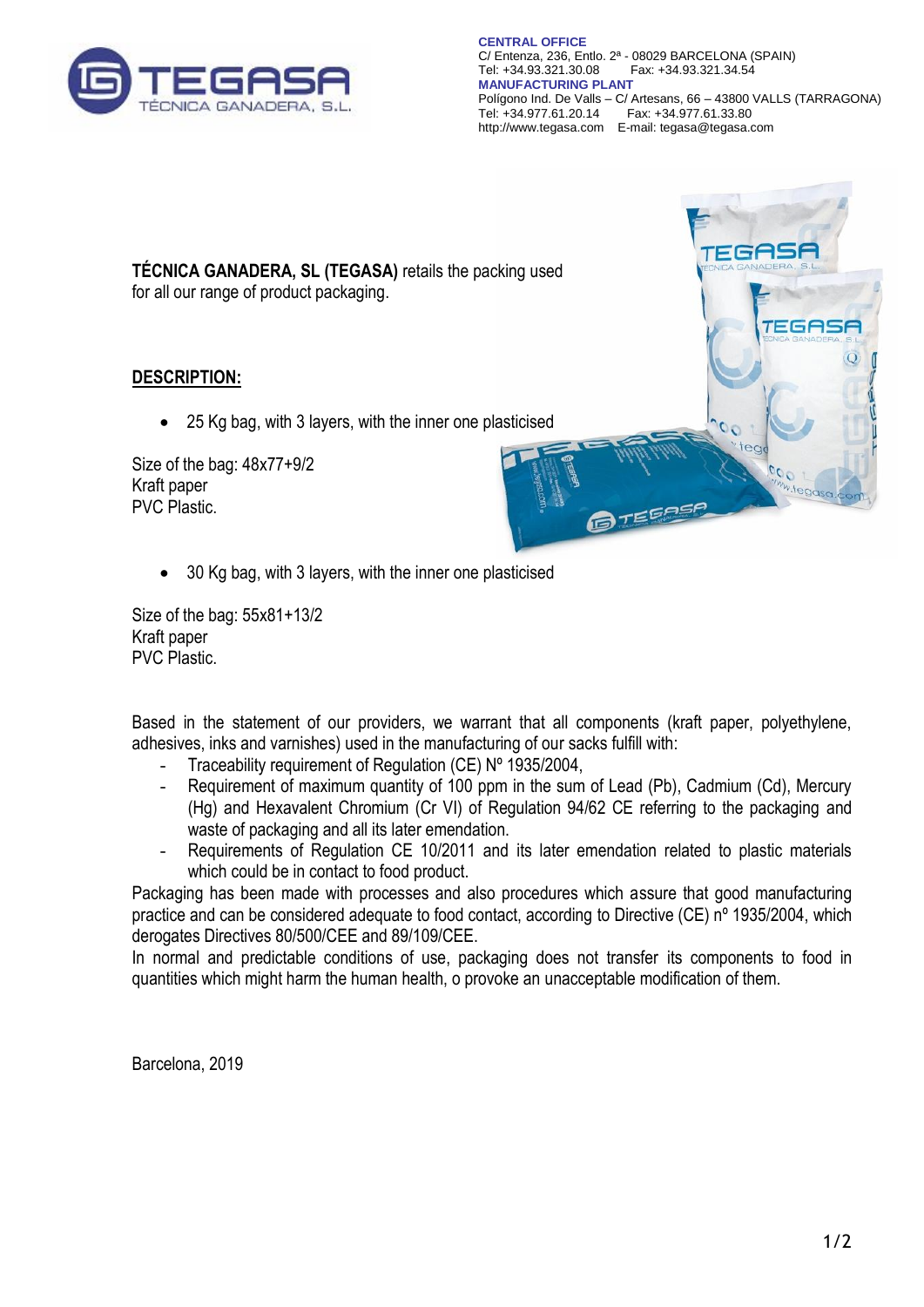TEGASA
TÉCNICA GANADERA, S.L.

**CENTRAL OFFICE**
C/ Entenza, 236, Entlo. 2ª - 08029 BARCELONA (SPAIN)
Tel: +34.93.321.30.08 Fax: +34.93.321.34.54
**MANUFACTURING PLANT**
Polígono Ind. De Valls – C/ Artesans, 66 – 43800 VALLS (TARRAGONA)
Tel: +34.977.61.20.14 Fax: +34.977.61.33.80
http://www.tegasa.com E-mail: tegasa@tegasa.com

**TÉCNICA GANADERA, SL (TEGASA)** retails the packing used for all our range of product packaging.

## DESCRIPTION:

- 25 Kg bag, with 3 layers, with the inner one plasticised

Size of the bag: 48x77+9/2
Kraft paper
PVC Plastic.

- 30 Kg bag, with 3 layers, with the inner one plasticised

Size of the bag: 55x81+13/2
Kraft paper
PVC Plastic.

Based in the statement of our providers, we warrant that all components (kraft paper, polyethylene, adhesives, inks and varnishes) used in the manufacturing of our sacks fulfill with:

- Traceability requirement of Regulation (CE) Nº 1935/2004,
- Requirement of maximum quantity of 100 ppm in the sum of Lead (Pb), Cadmium (Cd), Mercury (Hg) and Hexavalent Chromium (Cr VI) of Regulation 94/62 CE referring to the packaging and waste of packaging and all its later emendation.
- Requirements of Regulation CE 10/2011 and its later emendation related to plastic materials which could be in contact to food product.

Packaging has been made with processes and also procedures which assure that good manufacturing practice and can be considered adequate to food contact, according to Directive (CE) nº 1935/2004, which derogates Directives 80/500/CEE and 89/109/CEE.
In normal and predictable conditions of use, packaging does not transfer its components to food in quantities which might harm the human health, o provoke an unacceptable modification of them.

Barcelona, 2019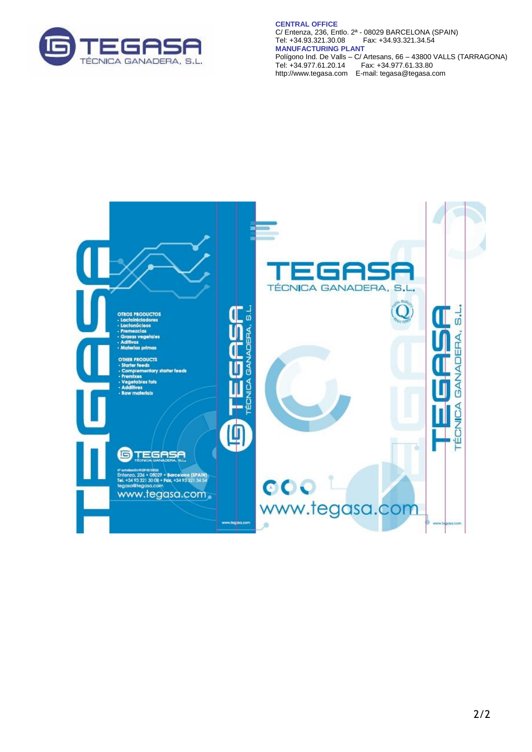**CENTRAL OFFICE**
C/ Entenza, 236, Entlo. 2ª - 08029 BARCELONA (SPAIN)
Tel: +34.93.321.30.08 Fax: +34.93.321.34.54
**MANUFACTURING PLANT**
Polígono Ind. De Valls – C/ Artesans, 66 – 43800 VALLS (TARRAGONA)
Tel: +34.977.61.20.14 Fax: +34.977.61.33.80
http://www.tegasa.com E-mail: tegasa@tegasa.com

TEGASA
TÉCNICA GANADERA, S.L.

**OTROS PRODUCTOS**
- Lactoiniciadores
- Lactonúcleos
- Premezclas
- Grasas vegetales
- Aditivos
- Materias primas

**OTHER PRODUCTS**
- Starter feeds
- Complementary starter feeds
- Premixes
- Vegetables fats
- Additives
- Raw materials

TEGASA TÉCNICA GANADERA, S.L.
Entenza, 236 • 08029 • Barcelona (SPAIN)
Tel. +34 93 321 30 08 • Fax. +34 93 321 34 54
tegasa@tegasa.com
www.tegasa.com

TEGASA
TÉCNICA GANADERA, S.L.

www.tegasa.com